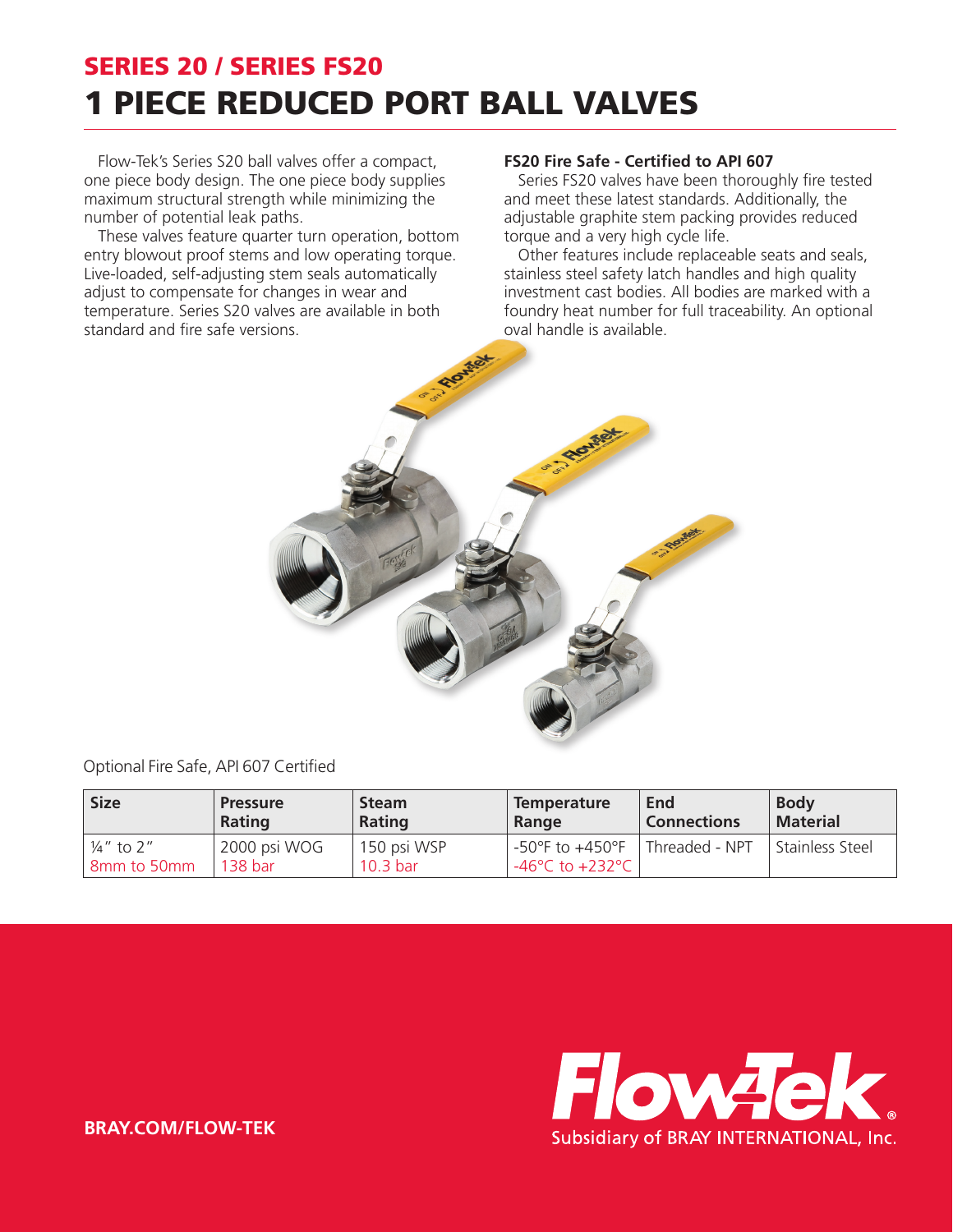## SERIES 20 / SERIES FS20

# 1 PIECE REDUCED PORT BALL VALVES

Flow-Tek's Series S20 ball valves offer a compact, one piece body design. The one piece body supplies maximum structural strength while minimizing the number of potential leak paths.

These valves feature quarter turn operation, bottom entry blowout proof stems and low operating torque. Live-loaded, self-adjusting stem seals automatically adjust to compensate for changes in wear and temperature. Series S20 valves are available in both standard and fire safe versions.

**FS20 Fire Safe - Certified to API 607**

Series FS20 valves have been thoroughly fire tested and meet these latest standards. Additionally, the adjustable graphite stem packing provides reduced torque and a very high cycle life.

Other features include replaceable seats and seals, stainless steel safety latch handles and high quality investment cast bodies. All bodies are marked with a foundry heat number for full traceability. An optional oval handle is available.

Optional Fire Safe, API 607 Certified

| Size | Pressure Rating | Steam Rating | Temperature Range | End Connections | Body Material |
|---|---|---|---|---|---|
| ¼" to 2"<br>8mm to 50mm | 2000 psi WOG<br>138 bar | 150 psi WSP<br>10.3 bar | -50°F to +450°F<br>-46°C to +232°C | Threaded - NPT | Stainless Steel |

BRAY.COM/FLOW-TEK

Flow-Tek®
Subsidiary of BRAY INTERNATIONAL, Inc.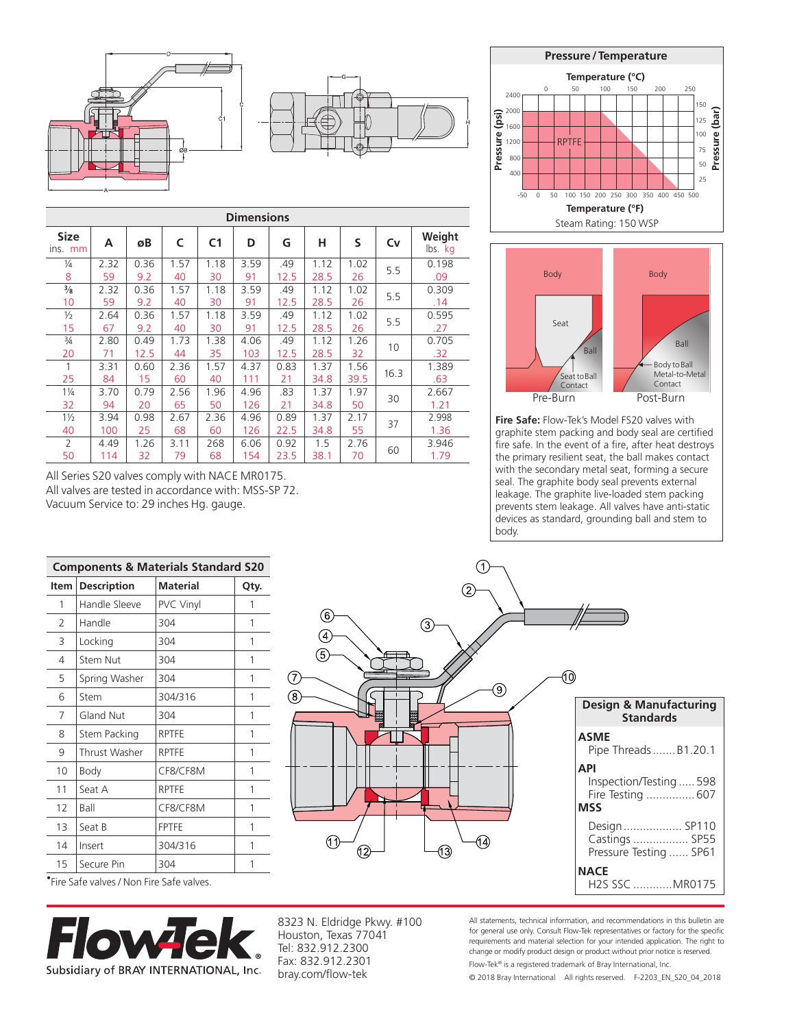## Dimensions

| Size ins. mm | A | øB | C | C1 | D | G | H | S | Cv | Weight lbs. kg |
|---|---|---|---|---|---|---|---|---|---|---|
| ¼ | 2.32 | 0.36 | 1.57 | 1.18 | 3.59 | .49 | 1.12 | 1.02 | 5.5 | 0.198 |
| 8 | 59 | 9.2 | 40 | 30 | 91 | 12.5 | 28.5 | 26 | | .09 |
| ⅜ | 2.32 | 0.36 | 1.57 | 1.18 | 3.59 | .49 | 1.12 | 1.02 | 5.5 | 0.309 |
| 10 | 59 | 9.2 | 40 | 30 | 91 | 12.5 | 28.5 | 26 | | .14 |
| ½ | 2.64 | 0.36 | 1.57 | 1.18 | 3.59 | .49 | 1.12 | 1.02 | 5.5 | 0.595 |
| 15 | 67 | 9.2 | 40 | 30 | 91 | 12.5 | 28.5 | 26 | | .27 |
| ¾ | 2.80 | 0.49 | 1.73 | 1.38 | 4.06 | .49 | 1.12 | 1.26 | 10 | 0.705 |
| 20 | 71 | 12.5 | 44 | 35 | 103 | 12.5 | 28.5 | 32 | | .32 |
| 1 | 3.31 | 0.60 | 2.36 | 1.57 | 4.37 | 0.83 | 1.37 | 1.56 | 16.3 | 1.389 |
| 25 | 84 | 15 | 60 | 40 | 111 | 21 | 34.8 | 39.5 | | .63 |
| 1¼ | 3.70 | 0.79 | 2.56 | 1.96 | 4.96 | .83 | 1.37 | 1.97 | 30 | 2.667 |
| 32 | 94 | 20 | 65 | 50 | 126 | 21 | 34.8 | 50 | | 1.21 |
| 1½ | 3.94 | 0.98 | 2.67 | 2.36 | 4.96 | 0.89 | 1.37 | 2.17 | 37 | 2.998 |
| 40 | 100 | 25 | 68 | 60 | 126 | 22.5 | 34.8 | 55 | | 1.36 |
| 2 | 4.49 | 1.26 | 3.11 | 268 | 6.06 | 0.92 | 1.5 | 2.76 | 60 | 3.946 |
| 50 | 114 | 32 | 79 | 68 | 154 | 23.5 | 38.1 | 70 | | 1.79 |

All Series S20 valves comply with NACE MR0175.
All valves are tested in accordance with: MSS-SP 72.
Vacuum Service to: 29 inches Hg. gauge.

## Pressure / Temperature

Temperature (°C)
0 50 100 150 200 250
Pressure (psi)
2400 2000 1600 1200 800 400
Pressure (bar)
150 125 100 75 50 25
RPTFE
-50 0 50 100 150 200 250 300 350 400 450 500
Temperature (°F)

Steam Rating: 150 WSP

Body
Seat
Ball
Seat to Ball Contact
Pre-Burn

Body
Ball
Body to Ball Metal-to-Metal Contact
Post-Burn

**Fire Safe:** Flow-Tek's Model FS20 valves with graphite stem packing and body seal are certified fire safe. In the event of a fire, after heat destroys the primary resilient seat, the ball makes contact with the secondary metal seat, forming a secure seal. The graphite body seal prevents external leakage. The graphite live-loaded stem packing prevents stem leakage. All valves have anti-static devices as standard, grounding ball and stem to body.

## Components & Materials Standard S20

| Item | Description | Material | Qty. |
|---|---|---|---|
| 1 | Handle Sleeve | PVC Vinyl | 1 |
| 2 | Handle | 304 | 1 |
| 3 | Locking | 304 | 1 |
| 4 | Stem Nut | 304 | 1 |
| 5 | Spring Washer | 304 | 1 |
| 6 | Stem | 304/316 | 1 |
| 7 | Gland Nut | 304 | 1 |
| 8 | Stem Packing | RPTFE | 1 |
| 9 | Thrust Washer | RPTFE | 1 |
| 10 | Body | CF8/CF8M | 1 |
| 11 | Seat A | RPTFE | 1 |
| 12 | Ball | CF8/CF8M | 1 |
| 13 | Seat B | FPTFE | 1 |
| 14 | Insert | 304/316 | 1 |
| 15 | Secure Pin | 304 | 1 |

*Fire Safe valves / Non Fire Safe valves.

## Design & Manufacturing Standards

**ASME**
Pipe Threads ....... B1.20.1

**API**
Inspection/Testing ..... 598
Fire Testing ............... 607

**MSS**
Design .................. SP110
Castings ................. SP55
Pressure Testing ...... SP61

**NACE**
H2S SSC ............MR0175

**Flow-Tek®**
Subsidiary of BRAY INTERNATIONAL, Inc.

8323 N. Eldridge Pkwy. #100
Houston, Texas 77041
Tel: 832.912.2300
Fax: 832.912.2301
bray.com/flow-tek

All statements, technical information, and recommendations in this bulletin are for general use only. Consult Flow-Tek representatives or factory for the specific requirements and material selection for your intended application. The right to change or modify product design or product without prior notice is reserved.

Flow-Tek® is a registered trademark of Bray International, Inc.

© 2018 Bray International All rights reserved. F-2203_EN_S20_04_2018